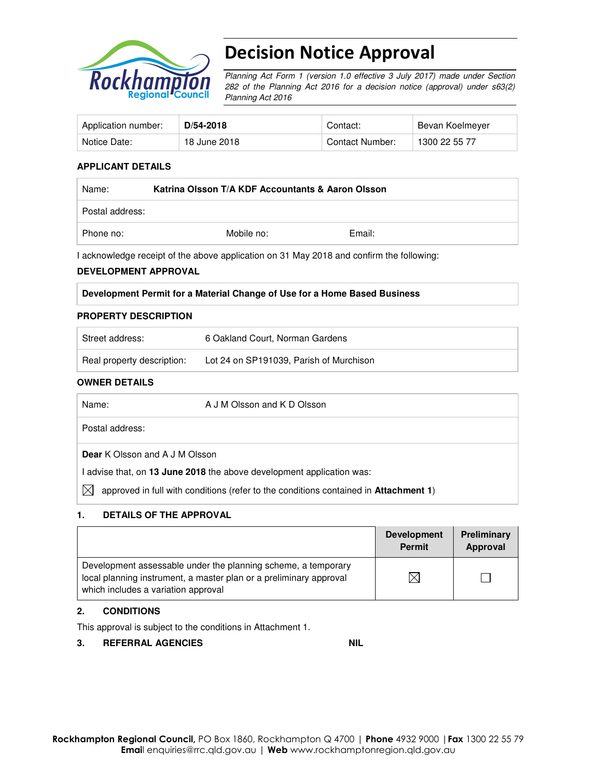# Decision Notice Approval

*Planning Act Form 1 (version 1.0 effective 3 July 2017) made under Section 282 of the Planning Act 2016 for a decision notice (approval) under s63(2) Planning Act 2016*

| Application number: | **D/54-2018** | Contact: | Bevan Koelmeyer |
|---|---|---|---|
| Notice Date: | 18 June 2018 | Contact Number: | 1300 22 55 77 |

**APPLICANT DETAILS**

| Name: | **Katrina Olsson T/A KDF Accountants & Aaron Olsson** | |
|---|---|---|
| Postal address: | | |
| Phone no: | Mobile no: | Email: |

I acknowledge receipt of the above application on 31 May 2018 and confirm the following:

**DEVELOPMENT APPROVAL**

| **Development Permit for a Material Change of Use for a Home Based Business** |
|---|

**PROPERTY DESCRIPTION**

| Street address: | 6 Oakland Court, Norman Gardens |
|---|---|
| Real property description: | Lot 24 on SP191039, Parish of Murchison |

**OWNER DETAILS**

| Name: | A J M Olsson and K D Olsson |
|---|---|
| Postal address: | |

**Dear** K Olsson and A J M Olsson

I advise that, on **13 June 2018** the above development application was:

☒ approved in full with conditions (refer to the conditions contained in **Attachment 1**)

**1. DETAILS OF THE APPROVAL**

| | Development Permit | Preliminary Approval |
|---|---|---|
| Development assessable under the planning scheme, a temporary local planning instrument, a master plan or a preliminary approval which includes a variation approval | ☒ | ☐ |

**2. CONDITIONS**

This approval is subject to the conditions in Attachment 1.

**3. REFERRAL AGENCIES** **NIL**

**Rockhampton Regional Council,** PO Box 1860, Rockhampton Q 4700 | **Phone** 4932 9000 | **Fax** 1300 22 55 79
**Email** enquiries@rrc.qld.gov.au | **Web** www.rockhamptonregion.qld.gov.au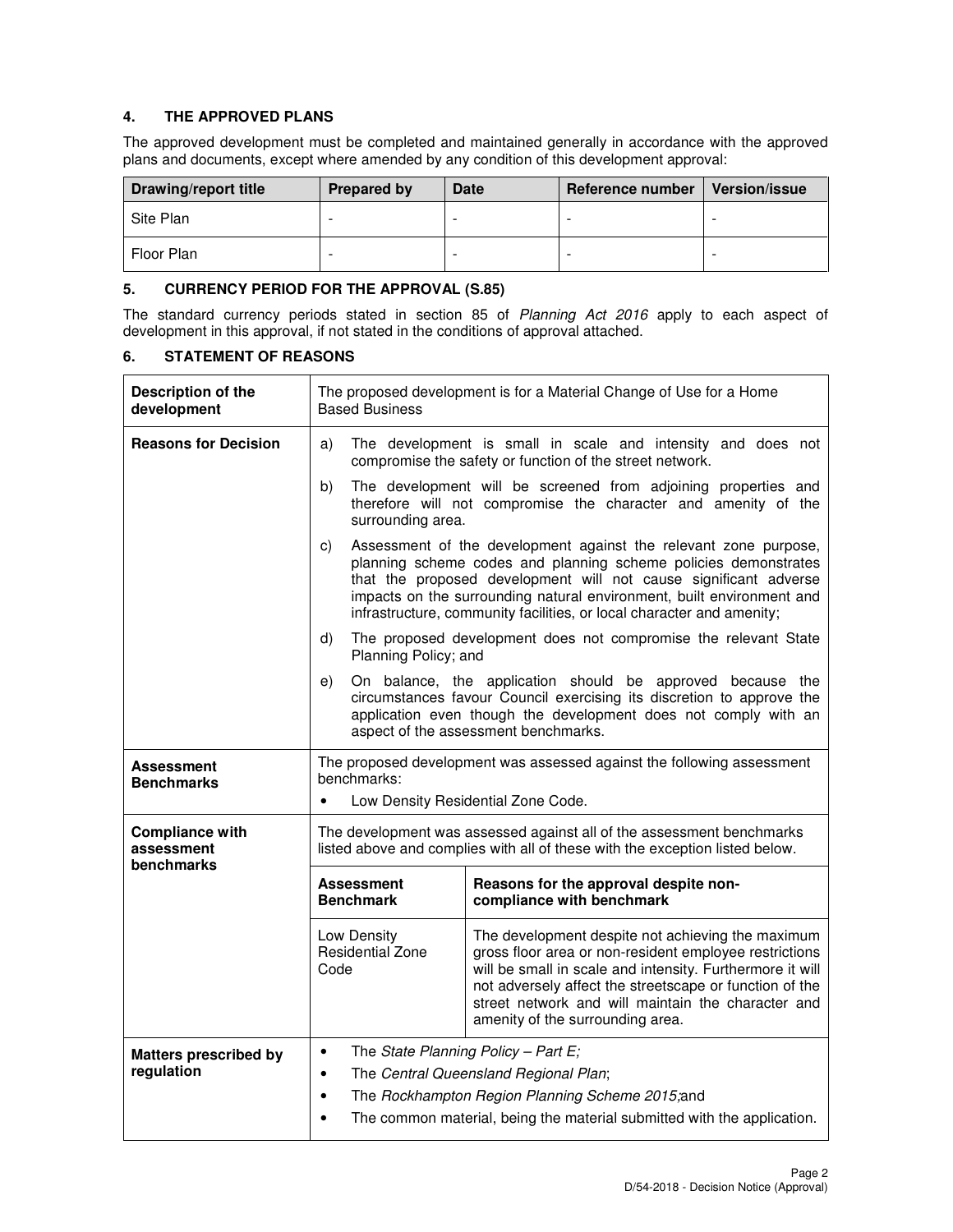## 4. THE APPROVED PLANS

The approved development must be completed and maintained generally in accordance with the approved plans and documents, except where amended by any condition of this development approval:

| Drawing/report title | Prepared by | Date | Reference number | Version/issue |
|---|---|---|---|---|
| Site Plan | - | - | - | - |
| Floor Plan | - | - | - | - |

## 5. CURRENCY PERIOD FOR THE APPROVAL (S.85)

The standard currency periods stated in section 85 of *Planning Act 2016* apply to each aspect of development in this approval, if not stated in the conditions of approval attached.

## 6. STATEMENT OF REASONS

| | | |
|---|---|---|
| **Description of the development** | The proposed development is for a Material Change of Use for a Home Based Business | |
| **Reasons for Decision** | a) The development is small in scale and intensity and does not compromise the safety or function of the street network.<br>b) The development will be screened from adjoining properties and therefore will not compromise the character and amenity of the surrounding area.<br>c) Assessment of the development against the relevant zone purpose, planning scheme codes and planning scheme policies demonstrates that the proposed development will not cause significant adverse impacts on the surrounding natural environment, built environment and infrastructure, community facilities, or local character and amenity;<br>d) The proposed development does not compromise the relevant State Planning Policy; and<br>e) On balance, the application should be approved because the circumstances favour Council exercising its discretion to approve the application even though the development does not comply with an aspect of the assessment benchmarks. | |
| **Assessment Benchmarks** | The proposed development was assessed against the following assessment benchmarks:<br>• Low Density Residential Zone Code. | |
| **Compliance with assessment benchmarks** | The development was assessed against all of the assessment benchmarks listed above and complies with all of these with the exception listed below. | |
| | **Assessment Benchmark** | **Reasons for the approval despite non-compliance with benchmark** |
| | Low Density Residential Zone Code | The development despite not achieving the maximum gross floor area or non-resident employee restrictions will be small in scale and intensity. Furthermore it will not adversely affect the streetscape or function of the street network and will maintain the character and amenity of the surrounding area. |
| **Matters prescribed by regulation** | • The *State Planning Policy – Part E;*<br>• The *Central Queensland Regional Plan*;<br>• The *Rockhampton Region Planning Scheme 2015;*and<br>• The common material, being the material submitted with the application. | |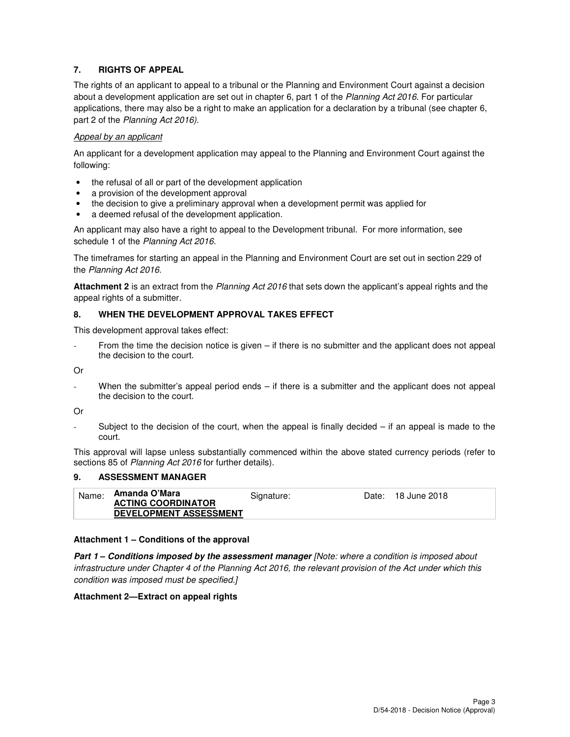## 7. RIGHTS OF APPEAL

The rights of an applicant to appeal to a tribunal or the Planning and Environment Court against a decision about a development application are set out in chapter 6, part 1 of the *Planning Act 2016*. For particular applications, there may also be a right to make an application for a declaration by a tribunal (see chapter 6, part 2 of the *Planning Act 2016).*

*Appeal by an applicant*

An applicant for a development application may appeal to the Planning and Environment Court against the following:

- the refusal of all or part of the development application
- a provision of the development approval
- the decision to give a preliminary approval when a development permit was applied for
- a deemed refusal of the development application.

An applicant may also have a right to appeal to the Development tribunal. For more information, see schedule 1 of the *Planning Act 2016*.

The timeframes for starting an appeal in the Planning and Environment Court are set out in section 229 of the *Planning Act 2016*.

**Attachment 2** is an extract from the *Planning Act 2016* that sets down the applicant's appeal rights and the appeal rights of a submitter.

## 8. WHEN THE DEVELOPMENT APPROVAL TAKES EFFECT

This development approval takes effect:

- From the time the decision notice is given – if there is no submitter and the applicant does not appeal the decision to the court.

Or

- When the submitter's appeal period ends – if there is a submitter and the applicant does not appeal the decision to the court.

Or

- Subject to the decision of the court, when the appeal is finally decided – if an appeal is made to the court.

This approval will lapse unless substantially commenced within the above stated currency periods (refer to sections 85 of *Planning Act 2016* for further details).

## 9. ASSESSMENT MANAGER

| Name: | Amanda O'Mara<br>ACTING COORDINATOR<br>DEVELOPMENT ASSESSMENT | Signature: | | Date: | 18 June 2018 |
|---|---|---|---|---|---|

**Attachment 1 – Conditions of the approval**

***Part 1 – Conditions imposed by the assessment manager*** *[Note: where a condition is imposed about infrastructure under Chapter 4 of the Planning Act 2016, the relevant provision of the Act under which this condition was imposed must be specified.]*

**Attachment 2—Extract on appeal rights**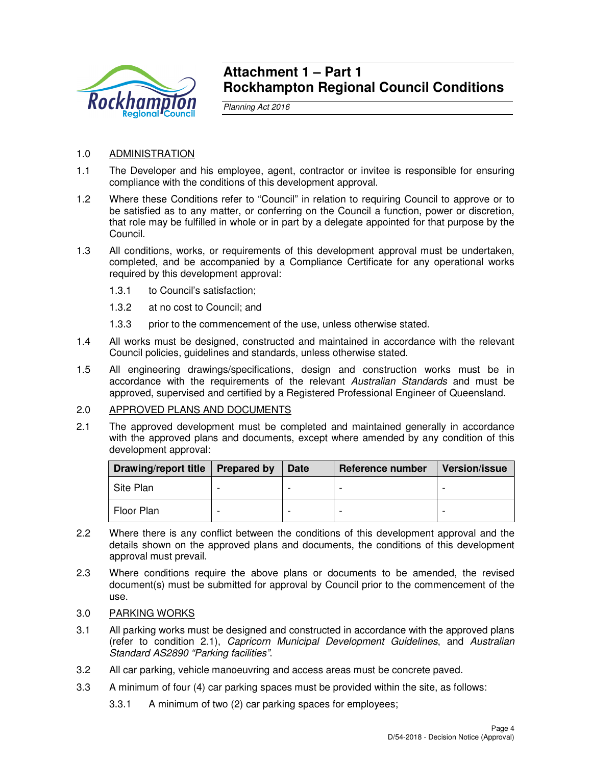# Attachment 1 – Part 1
# Rockhampton Regional Council Conditions

*Planning Act 2016*

1.0 ADMINISTRATION

1.1 The Developer and his employee, agent, contractor or invitee is responsible for ensuring compliance with the conditions of this development approval.

1.2 Where these Conditions refer to “Council” in relation to requiring Council to approve or to be satisfied as to any matter, or conferring on the Council a function, power or discretion, that role may be fulfilled in whole or in part by a delegate appointed for that purpose by the Council.

1.3 All conditions, works, or requirements of this development approval must be undertaken, completed, and be accompanied by a Compliance Certificate for any operational works required by this development approval:

1.3.1 to Council’s satisfaction;

1.3.2 at no cost to Council; and

1.3.3 prior to the commencement of the use, unless otherwise stated.

1.4 All works must be designed, constructed and maintained in accordance with the relevant Council policies, guidelines and standards, unless otherwise stated.

1.5 All engineering drawings/specifications, design and construction works must be in accordance with the requirements of the relevant *Australian Standards* and must be approved, supervised and certified by a Registered Professional Engineer of Queensland.

2.0 APPROVED PLANS AND DOCUMENTS

2.1 The approved development must be completed and maintained generally in accordance with the approved plans and documents, except where amended by any condition of this development approval:

| Drawing/report title | Prepared by | Date | Reference number | Version/issue |
|---|---|---|---|---|
| Site Plan | - | - | - | - |
| Floor Plan | - | - | - | - |

2.2 Where there is any conflict between the conditions of this development approval and the details shown on the approved plans and documents, the conditions of this development approval must prevail.

2.3 Where conditions require the above plans or documents to be amended, the revised document(s) must be submitted for approval by Council prior to the commencement of the use.

3.0 PARKING WORKS

3.1 All parking works must be designed and constructed in accordance with the approved plans (refer to condition 2.1), *Capricorn Municipal Development Guidelines*, and *Australian Standard AS2890 “Parking facilities”*.

3.2 All car parking, vehicle manoeuvring and access areas must be concrete paved.

3.3 A minimum of four (4) car parking spaces must be provided within the site, as follows:

3.3.1 A minimum of two (2) car parking spaces for employees;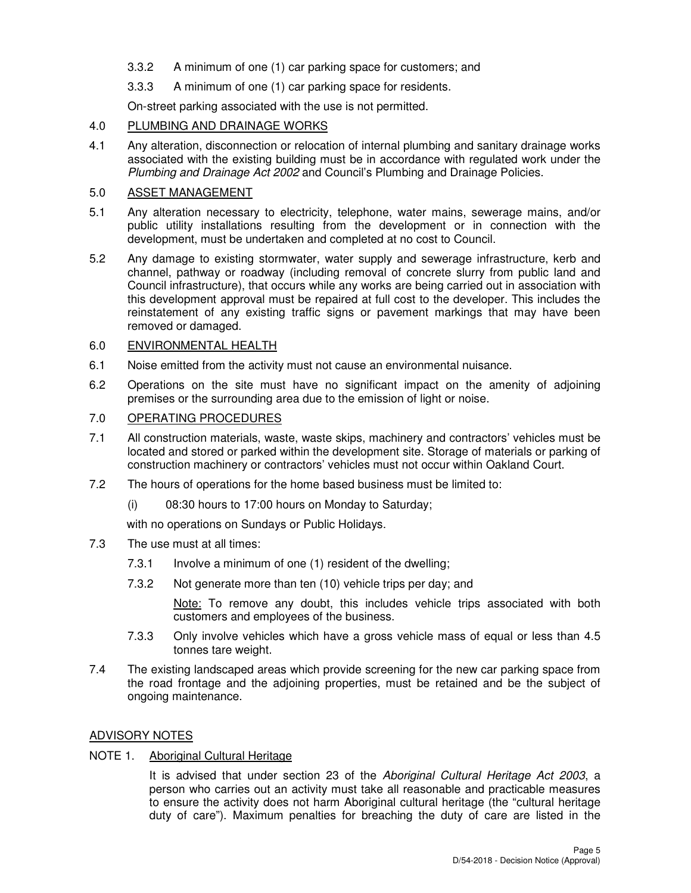3.3.2 A minimum of one (1) car parking space for customers; and

3.3.3 A minimum of one (1) car parking space for residents.

On-street parking associated with the use is not permitted.

4.0 PLUMBING AND DRAINAGE WORKS

4.1 Any alteration, disconnection or relocation of internal plumbing and sanitary drainage works associated with the existing building must be in accordance with regulated work under the *Plumbing and Drainage Act 2002* and Council's Plumbing and Drainage Policies.

5.0 ASSET MANAGEMENT

5.1 Any alteration necessary to electricity, telephone, water mains, sewerage mains, and/or public utility installations resulting from the development or in connection with the development, must be undertaken and completed at no cost to Council.

5.2 Any damage to existing stormwater, water supply and sewerage infrastructure, kerb and channel, pathway or roadway (including removal of concrete slurry from public land and Council infrastructure), that occurs while any works are being carried out in association with this development approval must be repaired at full cost to the developer. This includes the reinstatement of any existing traffic signs or pavement markings that may have been removed or damaged.

6.0 ENVIRONMENTAL HEALTH

6.1 Noise emitted from the activity must not cause an environmental nuisance.

6.2 Operations on the site must have no significant impact on the amenity of adjoining premises or the surrounding area due to the emission of light or noise.

7.0 OPERATING PROCEDURES

7.1 All construction materials, waste, waste skips, machinery and contractors' vehicles must be located and stored or parked within the development site. Storage of materials or parking of construction machinery or contractors' vehicles must not occur within Oakland Court.

7.2 The hours of operations for the home based business must be limited to:

(i) 08:30 hours to 17:00 hours on Monday to Saturday;

with no operations on Sundays or Public Holidays.

7.3 The use must at all times:

7.3.1 Involve a minimum of one (1) resident of the dwelling;

7.3.2 Not generate more than ten (10) vehicle trips per day; and

Note: To remove any doubt, this includes vehicle trips associated with both customers and employees of the business.

7.3.3 Only involve vehicles which have a gross vehicle mass of equal or less than 4.5 tonnes tare weight.

7.4 The existing landscaped areas which provide screening for the new car parking space from the road frontage and the adjoining properties, must be retained and be the subject of ongoing maintenance.

ADVISORY NOTES

NOTE 1. Aboriginal Cultural Heritage

It is advised that under section 23 of the *Aboriginal Cultural Heritage Act 2003*, a person who carries out an activity must take all reasonable and practicable measures to ensure the activity does not harm Aboriginal cultural heritage (the "cultural heritage duty of care"). Maximum penalties for breaching the duty of care are listed in the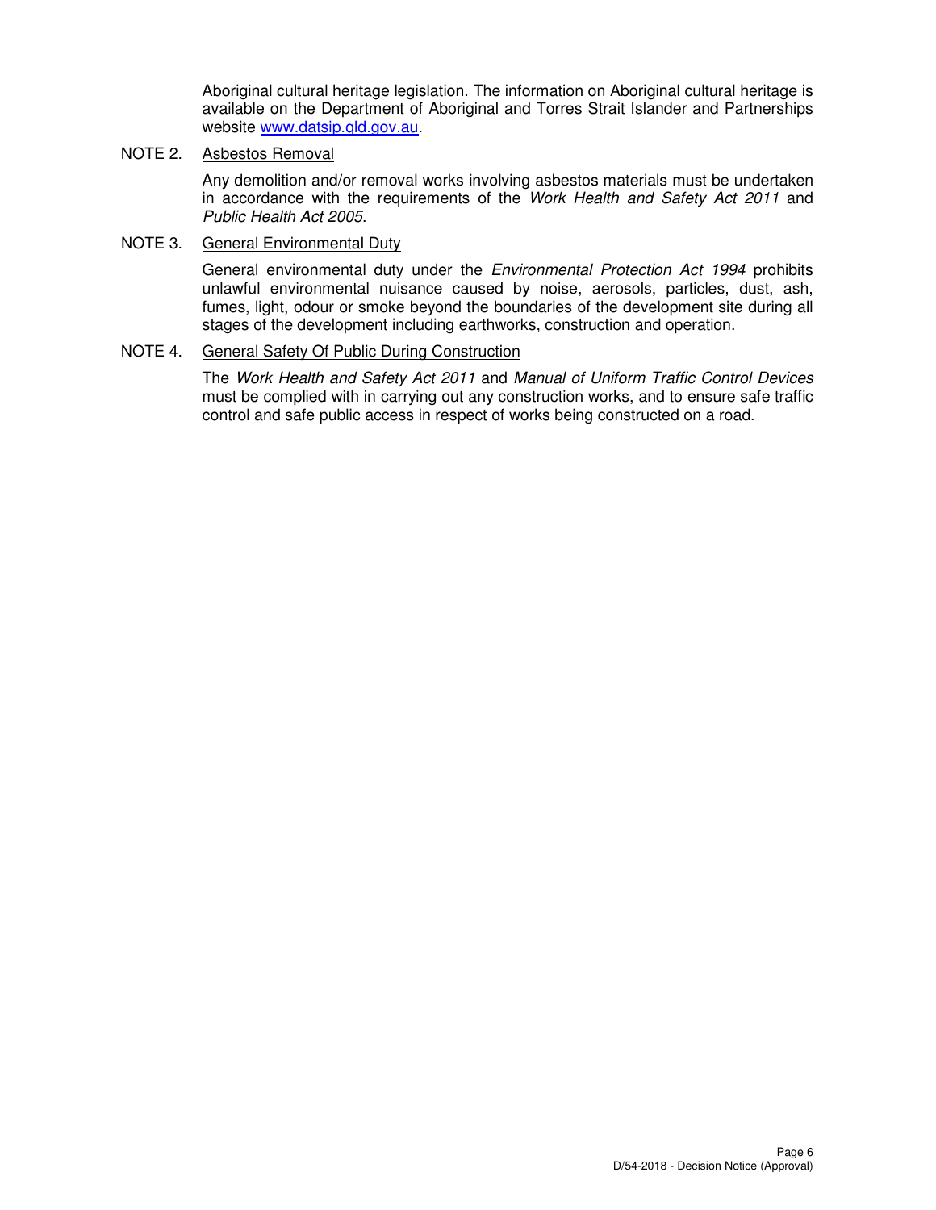Aboriginal cultural heritage legislation. The information on Aboriginal cultural heritage is available on the Department of Aboriginal and Torres Strait Islander and Partnerships website [www.datsip.qld.gov.au](http://www.datsip.qld.gov.au).

NOTE 2. Asbestos Removal

Any demolition and/or removal works involving asbestos materials must be undertaken in accordance with the requirements of the *Work Health and Safety Act 2011* and *Public Health Act 2005*.

NOTE 3. General Environmental Duty

General environmental duty under the *Environmental Protection Act 1994* prohibits unlawful environmental nuisance caused by noise, aerosols, particles, dust, ash, fumes, light, odour or smoke beyond the boundaries of the development site during all stages of the development including earthworks, construction and operation.

NOTE 4. General Safety Of Public During Construction

The *Work Health and Safety Act 2011* and *Manual of Uniform Traffic Control Devices* must be complied with in carrying out any construction works, and to ensure safe traffic control and safe public access in respect of works being constructed on a road.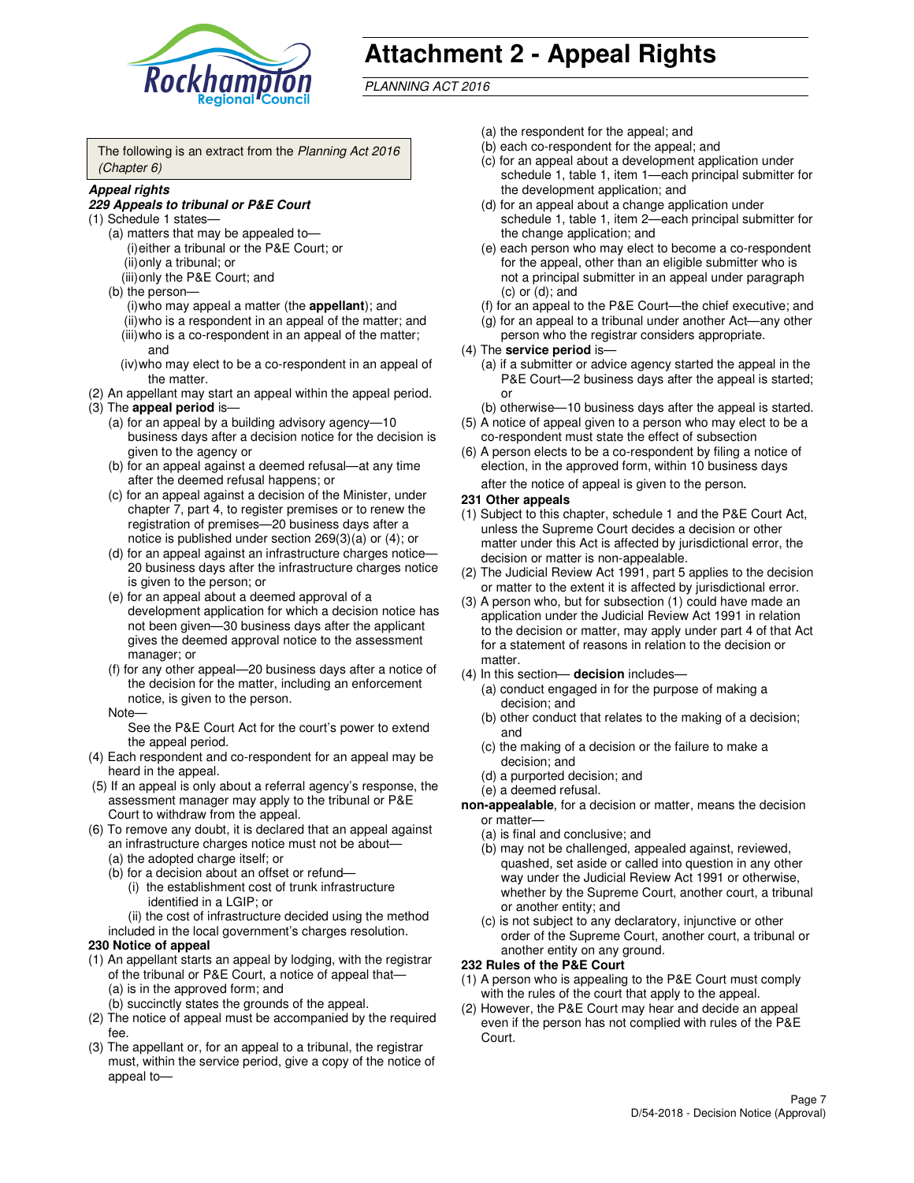# Attachment 2 - Appeal Rights

*PLANNING ACT 2016*

The following is an extract from the *Planning Act 2016 (Chapter 6)*

***Appeal rights***

***229 Appeals to tribunal or P&E Court***

(1) Schedule 1 states—
  - (a) matters that may be appealed to—
    - (i) either a tribunal or the P&E Court; or
    - (ii) only a tribunal; or
    - (iii) only the P&E Court; and
  - (b) the person—
    - (i) who may appeal a matter (the **appellant**); and
    - (ii) who is a respondent in an appeal of the matter; and
    - (iii) who is a co-respondent in an appeal of the matter; and
    - (iv) who may elect to be a co-respondent in an appeal of the matter.

(2) An appellant may start an appeal within the appeal period.

(3) The **appeal period** is—
  - (a) for an appeal by a building advisory agency—10 business days after a decision notice for the decision is given to the agency or
  - (b) for an appeal against a deemed refusal—at any time after the deemed refusal happens; or
  - (c) for an appeal against a decision of the Minister, under chapter 7, part 4, to register premises or to renew the registration of premises—20 business days after a notice is published under section 269(3)(a) or (4); or
  - (d) for an appeal against an infrastructure charges notice—20 business days after the infrastructure charges notice is given to the person; or
  - (e) for an appeal about a deemed approval of a development application for which a decision notice has not been given—30 business days after the applicant gives the deemed approval notice to the assessment manager; or
  - (f) for any other appeal—20 business days after a notice of the decision for the matter, including an enforcement notice, is given to the person.

  Note—

  See the P&E Court Act for the court's power to extend the appeal period.

(4) Each respondent and co-respondent for an appeal may be heard in the appeal.

(5) If an appeal is only about a referral agency's response, the assessment manager may apply to the tribunal or P&E Court to withdraw from the appeal.

(6) To remove any doubt, it is declared that an appeal against an infrastructure charges notice must not be about—
  - (a) the adopted charge itself; or
  - (b) for a decision about an offset or refund—
    - (i) the establishment cost of trunk infrastructure identified in a LGIP; or
    - (ii) the cost of infrastructure decided using the method included in the local government's charges resolution.

**230 Notice of appeal**

(1) An appellant starts an appeal by lodging, with the registrar of the tribunal or P&E Court, a notice of appeal that—
  - (a) is in the approved form; and
  - (b) succinctly states the grounds of the appeal.

(2) The notice of appeal must be accompanied by the required fee.

(3) The appellant or, for an appeal to a tribunal, the registrar must, within the service period, give a copy of the notice of appeal to—
  - (a) the respondent for the appeal; and
  - (b) each co-respondent for the appeal; and
  - (c) for an appeal about a development application under schedule 1, table 1, item 1—each principal submitter for the development application; and
  - (d) for an appeal about a change application under schedule 1, table 1, item 2—each principal submitter for the change application; and
  - (e) each person who may elect to become a co-respondent for the appeal, other than an eligible submitter who is not a principal submitter in an appeal under paragraph (c) or (d); and
  - (f) for an appeal to the P&E Court—the chief executive; and
  - (g) for an appeal to a tribunal under another Act—any other person who the registrar considers appropriate.

(4) The **service period** is—
  - (a) if a submitter or advice agency started the appeal in the P&E Court—2 business days after the appeal is started; or
  - (b) otherwise—10 business days after the appeal is started.

(5) A notice of appeal given to a person who may elect to be a co-respondent must state the effect of subsection

(6) A person elects to be a co-respondent by filing a notice of election, in the approved form, within 10 business days after the notice of appeal is given to the person.

**231 Other appeals**

(1) Subject to this chapter, schedule 1 and the P&E Court Act, unless the Supreme Court decides a decision or other matter under this Act is affected by jurisdictional error, the decision or matter is non-appealable.

(2) The Judicial Review Act 1991, part 5 applies to the decision or matter to the extent it is affected by jurisdictional error.

(3) A person who, but for subsection (1) could have made an application under the Judicial Review Act 1991 in relation to the decision or matter, may apply under part 4 of that Act for a statement of reasons in relation to the decision or matter.

(4) In this section— **decision** includes—
  - (a) conduct engaged in for the purpose of making a decision; and
  - (b) other conduct that relates to the making of a decision; and
  - (c) the making of a decision or the failure to make a decision; and
  - (d) a purported decision; and
  - (e) a deemed refusal.

**non-appealable**, for a decision or matter, means the decision or matter—
  - (a) is final and conclusive; and
  - (b) may not be challenged, appealed against, reviewed, quashed, set aside or called into question in any other way under the Judicial Review Act 1991 or otherwise, whether by the Supreme Court, another court, a tribunal or another entity; and
  - (c) is not subject to any declaratory, injunctive or other order of the Supreme Court, another court, a tribunal or another entity on any ground.

**232 Rules of the P&E Court**

(1) A person who is appealing to the P&E Court must comply with the rules of the court that apply to the appeal.

(2) However, the P&E Court may hear and decide an appeal even if the person has not complied with rules of the P&E Court.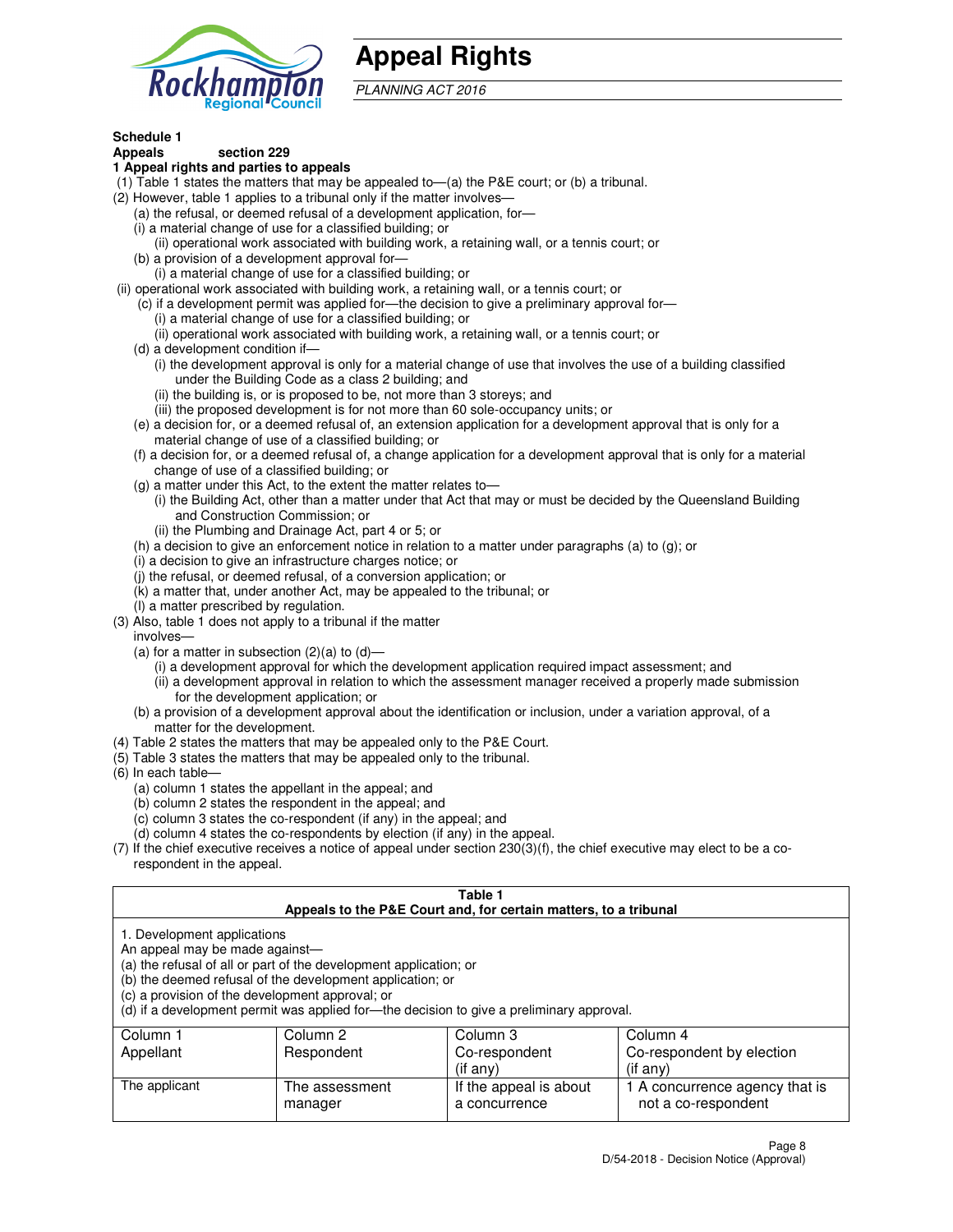# Appeal Rights

*PLANNING ACT 2016*

**Schedule 1**
**Appeals section 229**
**1 Appeal rights and parties to appeals**

(1) Table 1 states the matters that may be appealed to—(a) the P&E court; or (b) a tribunal.

(2) However, table 1 applies to a tribunal only if the matter involves—

(a) the refusal, or deemed refusal of a development application, for—

(i) a material change of use for a classified building; or

(ii) operational work associated with building work, a retaining wall, or a tennis court; or

(b) a provision of a development approval for—

(i) a material change of use for a classified building; or

(ii) operational work associated with building work, a retaining wall, or a tennis court; or

(c) if a development permit was applied for—the decision to give a preliminary approval for—

(i) a material change of use for a classified building; or

(ii) operational work associated with building work, a retaining wall, or a tennis court; or

(d) a development condition if—

(i) the development approval is only for a material change of use that involves the use of a building classified under the Building Code as a class 2 building; and

(ii) the building is, or is proposed to be, not more than 3 storeys; and

(iii) the proposed development is for not more than 60 sole-occupancy units; or

(e) a decision for, or a deemed refusal of, an extension application for a development approval that is only for a material change of use of a classified building; or

(f) a decision for, or a deemed refusal of, a change application for a development approval that is only for a material change of use of a classified building; or

(g) a matter under this Act, to the extent the matter relates to—

(i) the Building Act, other than a matter under that Act that may or must be decided by the Queensland Building and Construction Commission; or

(ii) the Plumbing and Drainage Act, part 4 or 5; or

(h) a decision to give an enforcement notice in relation to a matter under paragraphs (a) to (g); or

(i) a decision to give an infrastructure charges notice; or

(j) the refusal, or deemed refusal, of a conversion application; or

(k) a matter that, under another Act, may be appealed to the tribunal; or

(l) a matter prescribed by regulation.

(3) Also, table 1 does not apply to a tribunal if the matter involves—

(a) for a matter in subsection (2)(a) to (d)—

(i) a development approval for which the development application required impact assessment; and

(ii) a development approval in relation to which the assessment manager received a properly made submission for the development application; or

(b) a provision of a development approval about the identification or inclusion, under a variation approval, of a matter for the development.

(4) Table 2 states the matters that may be appealed only to the P&E Court.

(5) Table 3 states the matters that may be appealed only to the tribunal.

(6) In each table—

(a) column 1 states the appellant in the appeal; and

(b) column 2 states the respondent in the appeal; and

(c) column 3 states the co-respondent (if any) in the appeal; and

(d) column 4 states the co-respondents by election (if any) in the appeal.

(7) If the chief executive receives a notice of appeal under section 230(3)(f), the chief executive may elect to be a co-respondent in the appeal.

**Table 1**
**Appeals to the P&E Court and, for certain matters, to a tribunal**

1. Development applications

An appeal may be made against—

(a) the refusal of all or part of the development application; or

(b) the deemed refusal of the development application; or

(c) a provision of the development approval; or

(d) if a development permit was applied for—the decision to give a preliminary approval.

| Column 1<br>Appellant | Column 2<br>Respondent | Column 3<br>Co-respondent<br>(if any) | Column 4<br>Co-respondent by election<br>(if any) |
|---|---|---|---|
| The applicant | The assessment manager | If the appeal is about a concurrence | 1 A concurrence agency that is not a co-respondent |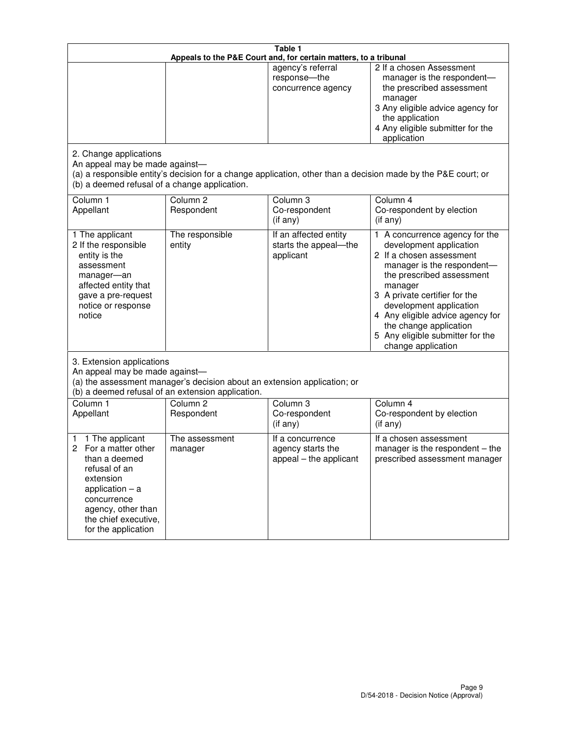**Table 1**
**Appeals to the P&E Court and, for certain matters, to a tribunal**

| | | | |
|---|---|---|---|
| | | agency's referral response—the concurrence agency | 2 If a chosen Assessment manager is the respondent—the prescribed assessment manager<br>3 Any eligible advice agency for the application<br>4 Any eligible submitter for the application |

2. Change applications
An appeal may be made against—
(a) a responsible entity's decision for a change application, other than a decision made by the P&E court; or
(b) a deemed refusal of a change application.

| Column 1<br>Appellant | Column 2<br>Respondent | Column 3<br>Co-respondent<br>(if any) | Column 4<br>Co-respondent by election<br>(if any) |
|---|---|---|---|
| 1 The applicant<br>2 If the responsible entity is the assessment manager—an affected entity that gave a pre-request notice or response notice | The responsible entity | If an affected entity starts the appeal—the applicant | 1 A concurrence agency for the development application<br>2 If a chosen assessment manager is the respondent—the prescribed assessment manager<br>3 A private certifier for the development application<br>4 Any eligible advice agency for the change application<br>5 Any eligible submitter for the change application |

3. Extension applications
An appeal may be made against—
(a) the assessment manager's decision about an extension application; or
(b) a deemed refusal of an extension application.

| Column 1<br>Appellant | Column 2<br>Respondent | Column 3<br>Co-respondent<br>(if any) | Column 4<br>Co-respondent by election<br>(if any) |
|---|---|---|---|
| 1 1 The applicant<br>2 For a matter other than a deemed refusal of an extension application – a concurrence agency, other than the chief executive, for the application | The assessment manager | If a concurrence agency starts the appeal – the applicant | If a chosen assessment manager is the respondent – the prescribed assessment manager |

D/54-2018 - Decision Notice (Approval)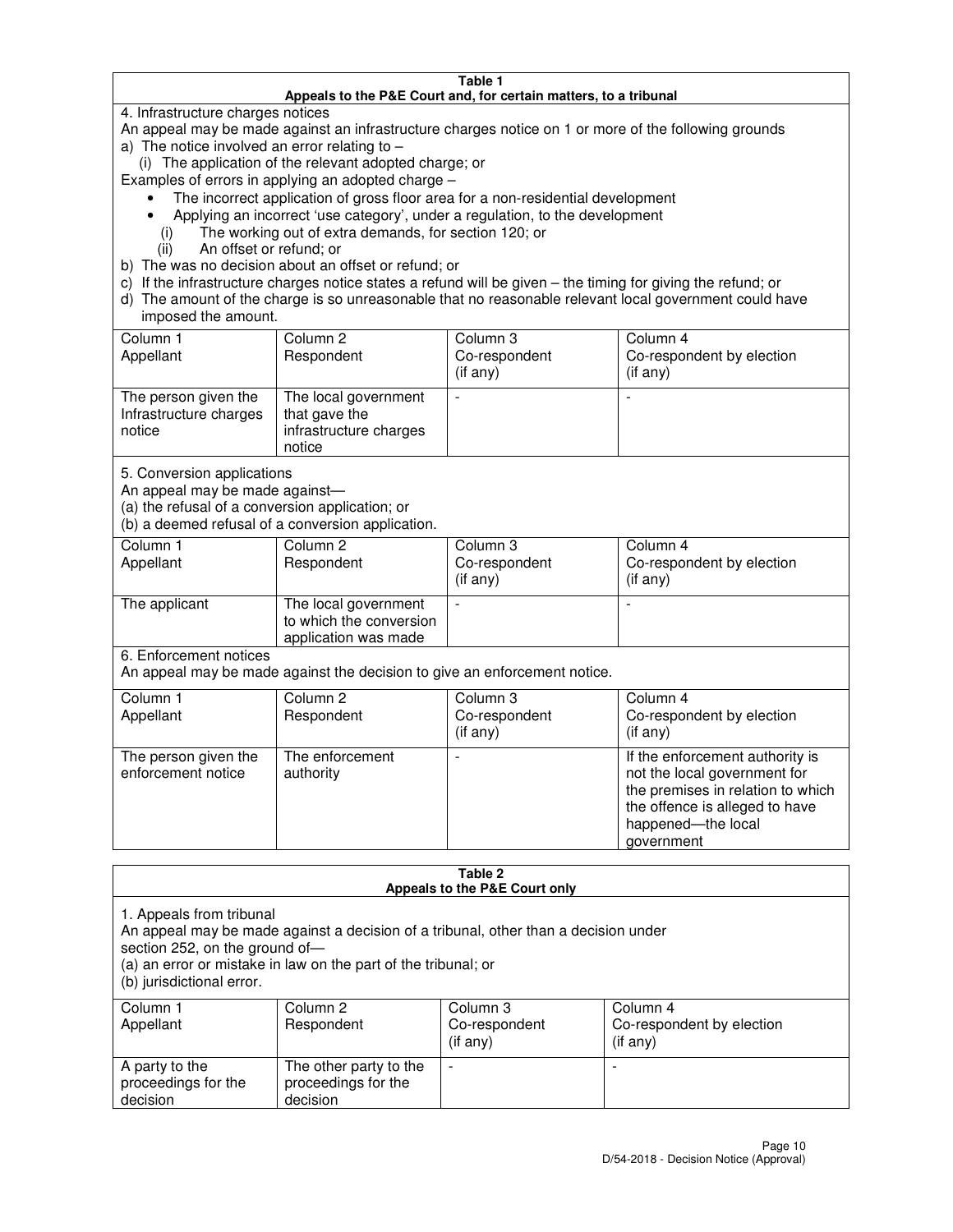| Table 1<br>Appeals to the P&E Court and, for certain matters, to a tribunal | | | |
|---|---|---|---|
| 4. Infrastructure charges notices<br>An appeal may be made against an infrastructure charges notice on 1 or more of the following grounds<br>a) The notice involved an error relating to –<br>(i) The application of the relevant adopted charge; or<br>Examples of errors in applying an adopted charge –<br>• The incorrect application of gross floor area for a non-residential development<br>• Applying an incorrect 'use category', under a regulation, to the development<br>(i) The working out of extra demands, for section 120; or<br>(ii) An offset or refund; or<br>b) The was no decision about an offset or refund; or<br>c) If the infrastructure charges notice states a refund will be given – the timing for giving the refund; or<br>d) The amount of the charge is so unreasonable that no reasonable relevant local government could have imposed the amount. | | | |
| Column 1<br>Appellant | Column 2<br>Respondent | Column 3<br>Co-respondent<br>(if any) | Column 4<br>Co-respondent by election<br>(if any) |
| The person given the Infrastructure charges notice | The local government that gave the infrastructure charges notice | - | - |
| 5. Conversion applications<br>An appeal may be made against—<br>(a) the refusal of a conversion application; or<br>(b) a deemed refusal of a conversion application. | | | |
| Column 1<br>Appellant | Column 2<br>Respondent | Column 3<br>Co-respondent<br>(if any) | Column 4<br>Co-respondent by election<br>(if any) |
| The applicant | The local government to which the conversion application was made | - | - |
| 6. Enforcement notices<br>An appeal may be made against the decision to give an enforcement notice. | | | |
| Column 1<br>Appellant | Column 2<br>Respondent | Column 3<br>Co-respondent<br>(if any) | Column 4<br>Co-respondent by election<br>(if any) |
| The person given the enforcement notice | The enforcement authority | - | If the enforcement authority is not the local government for the premises in relation to which the offence is alleged to have happened—the local government |

| Table 2<br>Appeals to the P&E Court only | | | |
|---|---|---|---|
| 1. Appeals from tribunal<br>An appeal may be made against a decision of a tribunal, other than a decision under section 252, on the ground of—<br>(a) an error or mistake in law on the part of the tribunal; or<br>(b) jurisdictional error. | | | |
| Column 1<br>Appellant | Column 2<br>Respondent | Column 3<br>Co-respondent<br>(if any) | Column 4<br>Co-respondent by election<br>(if any) |
| A party to the proceedings for the decision | The other party to the proceedings for the decision | - | - |

D/54-2018 - Decision Notice (Approval)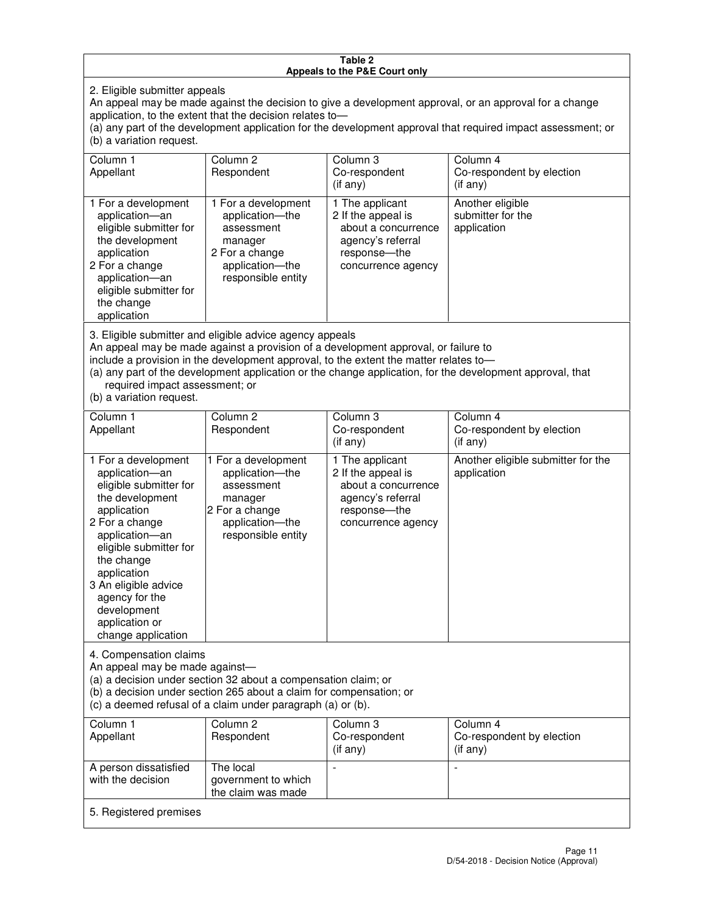**Table 2**
**Appeals to the P&E Court only**

2. Eligible submitter appeals

An appeal may be made against the decision to give a development approval, or an approval for a change application, to the extent that the decision relates to—

(a) any part of the development application for the development approval that required impact assessment; or
(b) a variation request.

| Column 1<br>Appellant | Column 2<br>Respondent | Column 3<br>Co-respondent<br>(if any) | Column 4<br>Co-respondent by election<br>(if any) |
|---|---|---|---|
| 1 For a development application—an eligible submitter for the development application<br>2 For a change application—an eligible submitter for the change application | 1 For a development application—the assessment manager<br>2 For a change application—the responsible entity | 1 The applicant<br>2 If the appeal is about a concurrence agency's referral response—the concurrence agency | Another eligible submitter for the application |

3. Eligible submitter and eligible advice agency appeals

An appeal may be made against a provision of a development approval, or failure to include a provision in the development approval, to the extent the matter relates to—

(a) any part of the development application or the change application, for the development approval, that required impact assessment; or
(b) a variation request.

| Column 1<br>Appellant | Column 2<br>Respondent | Column 3<br>Co-respondent<br>(if any) | Column 4<br>Co-respondent by election<br>(if any) |
|---|---|---|---|
| 1 For a development application—an eligible submitter for the development application<br>2 For a change application—an eligible submitter for the change application<br>3 An eligible advice agency for the development application or change application | 1 For a development application—the assessment manager<br>2 For a change application—the responsible entity | 1 The applicant<br>2 If the appeal is about a concurrence agency's referral response—the concurrence agency | Another eligible submitter for the application |

4. Compensation claims

An appeal may be made against—

(a) a decision under section 32 about a compensation claim; or
(b) a decision under section 265 about a claim for compensation; or
(c) a deemed refusal of a claim under paragraph (a) or (b).

| Column 1<br>Appellant | Column 2<br>Respondent | Column 3<br>Co-respondent<br>(if any) | Column 4<br>Co-respondent by election<br>(if any) |
|---|---|---|---|
| A person dissatisfied with the decision | The local government to which the claim was made | - | - |

5. Registered premises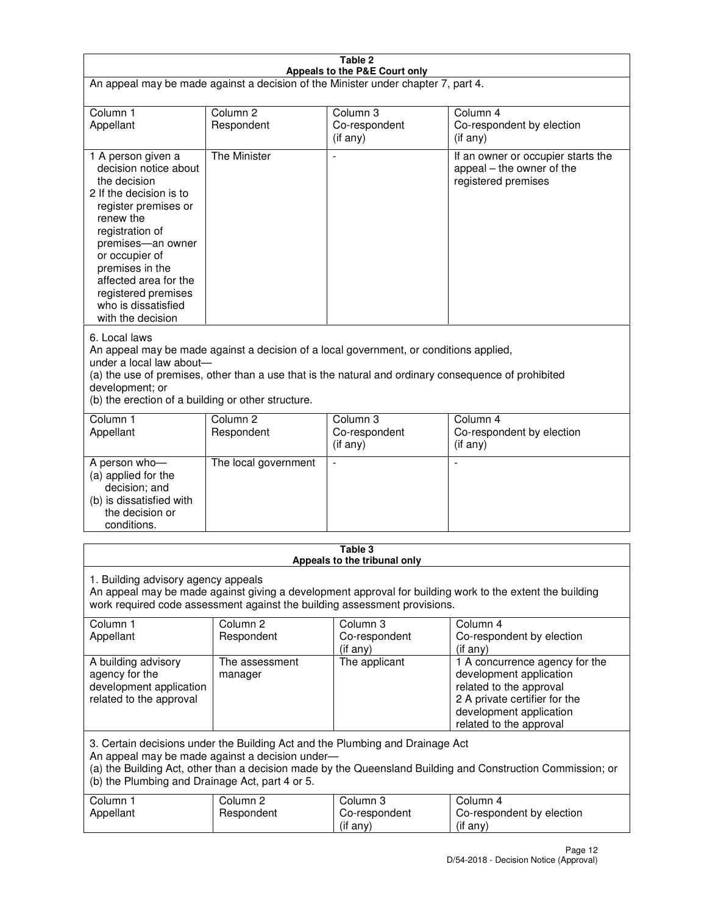**Table 2**
**Appeals to the P&E Court only**

An appeal may be made against a decision of the Minister under chapter 7, part 4.

| Column 1<br>Appellant | Column 2<br>Respondent | Column 3<br>Co-respondent<br>(if any) | Column 4<br>Co-respondent by election<br>(if any) |
|---|---|---|---|
| 1 A person given a decision notice about the decision<br>2 If the decision is to register premises or renew the registration of premises—an owner or occupier of premises in the affected area for the registered premises who is dissatisfied with the decision | The Minister | - | If an owner or occupier starts the appeal – the owner of the registered premises |

6. Local laws
An appeal may be made against a decision of a local government, or conditions applied, under a local law about—
(a) the use of premises, other than a use that is the natural and ordinary consequence of prohibited development; or
(b) the erection of a building or other structure.

| Column 1<br>Appellant | Column 2<br>Respondent | Column 3<br>Co-respondent<br>(if any) | Column 4<br>Co-respondent by election<br>(if any) |
|---|---|---|---|
| A person who—<br>(a) applied for the decision; and<br>(b) is dissatisfied with the decision or conditions. | The local government | - | - |

**Table 3**
**Appeals to the tribunal only**

1. Building advisory agency appeals
An appeal may be made against giving a development approval for building work to the extent the building work required code assessment against the building assessment provisions.

| Column 1<br>Appellant | Column 2<br>Respondent | Column 3<br>Co-respondent<br>(if any) | Column 4<br>Co-respondent by election<br>(if any) |
|---|---|---|---|
| A building advisory agency for the development application related to the approval | The assessment manager | The applicant | 1 A concurrence agency for the development application related to the approval<br>2 A private certifier for the development application related to the approval |

3. Certain decisions under the Building Act and the Plumbing and Drainage Act
An appeal may be made against a decision under—
(a) the Building Act, other than a decision made by the Queensland Building and Construction Commission; or
(b) the Plumbing and Drainage Act, part 4 or 5.

| Column 1<br>Appellant | Column 2<br>Respondent | Column 3<br>Co-respondent<br>(if any) | Column 4<br>Co-respondent by election<br>(if any) |
|---|---|---|---|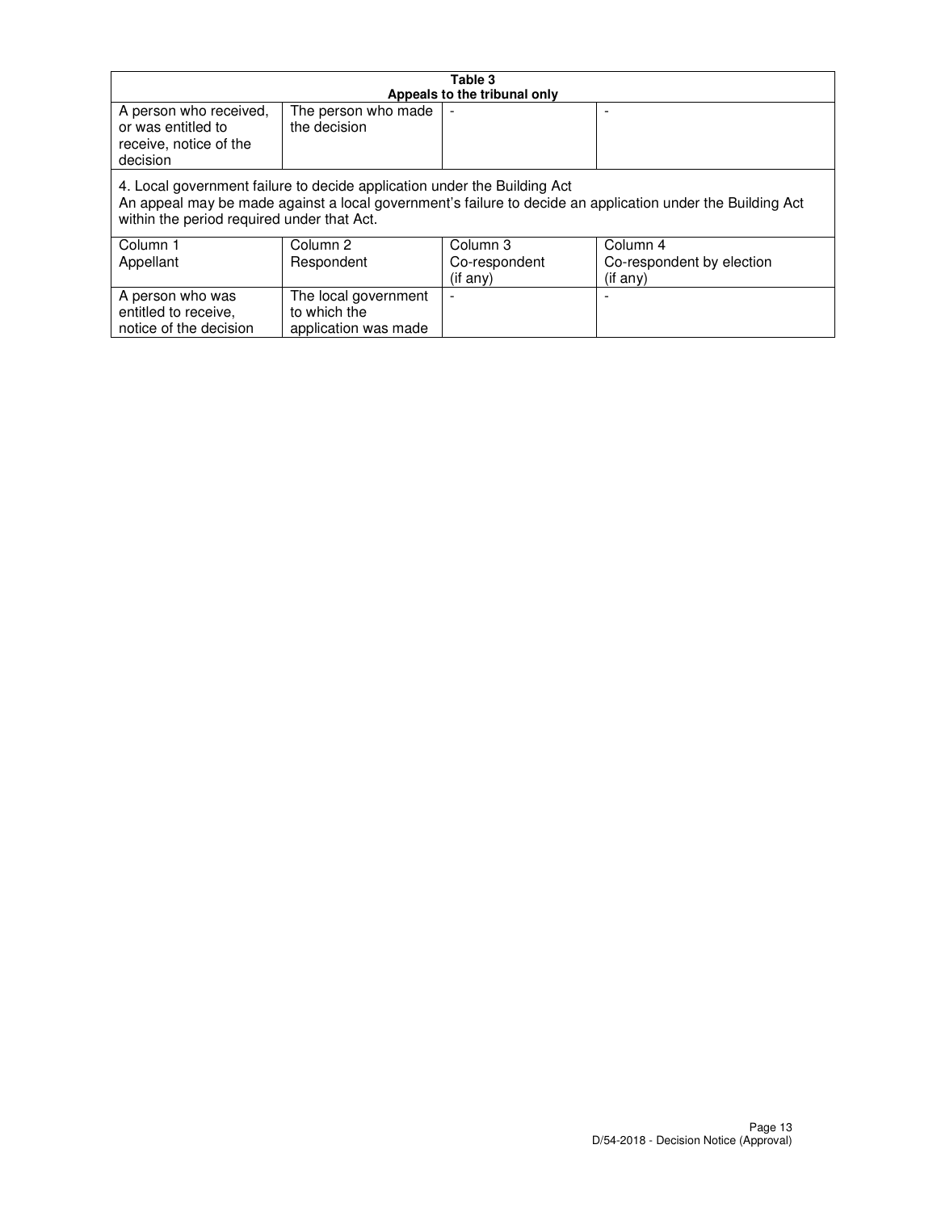| Table 3<br>Appeals to the tribunal only | | | |
| --- | --- | --- | --- |
| A person who received, or was entitled to receive, notice of the decision | The person who made the decision | - | - |
| 4. Local government failure to decide application under the Building Act<br>An appeal may be made against a local government's failure to decide an application under the Building Act within the period required under that Act. | | | |
| Column 1<br>Appellant | Column 2<br>Respondent | Column 3<br>Co-respondent<br>(if any) | Column 4<br>Co-respondent by election<br>(if any) |
| A person who was entitled to receive, notice of the decision | The local government to which the application was made | - | - |